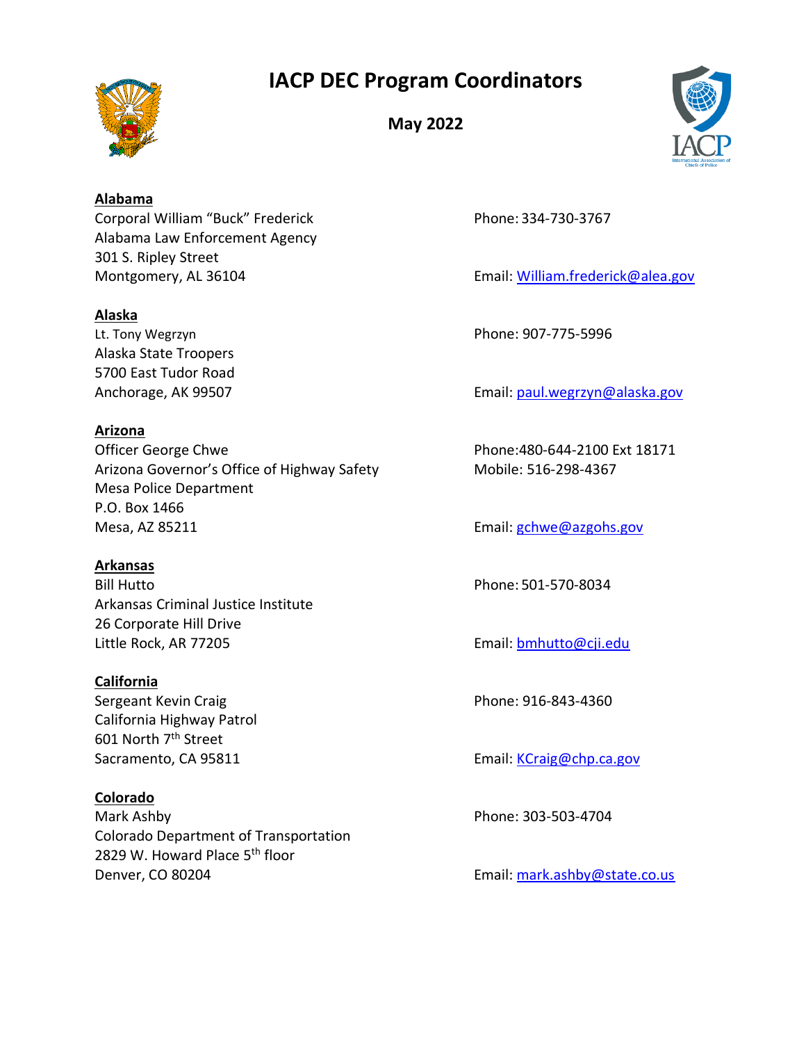# IACP DEC Program Coordinators

**May 2022**

**Alabama**
Corporal William "Buck" Frederick
Alabama Law Enforcement Agency
301 S. Ripley Street
Montgomery, AL 36104
Phone: 334-730-3767
Email: William.frederick@alea.gov

**Alaska**
Lt. Tony Wegrzyn
Alaska State Troopers
5700 East Tudor Road
Anchorage, AK 99507
Phone: 907-775-5996
Email: paul.wegrzyn@alaska.gov

**Arizona**
Officer George Chwe
Arizona Governor's Office of Highway Safety
Mesa Police Department
P.O. Box 1466
Mesa, AZ 85211
Phone:480-644-2100 Ext 18171
Mobile: 516-298-4367
Email: gchwe@azgohs.gov

**Arkansas**
Bill Hutto
Arkansas Criminal Justice Institute
26 Corporate Hill Drive
Little Rock, AR 77205
Phone: 501-570-8034
Email: bmhutto@cji.edu

**California**
Sergeant Kevin Craig
California Highway Patrol
601 North 7th Street
Sacramento, CA 95811
Phone: 916-843-4360
Email: KCraig@chp.ca.gov

**Colorado**
Mark Ashby
Colorado Department of Transportation
2829 W. Howard Place 5th floor
Denver, CO 80204
Phone: 303-503-4704
Email: mark.ashby@state.co.us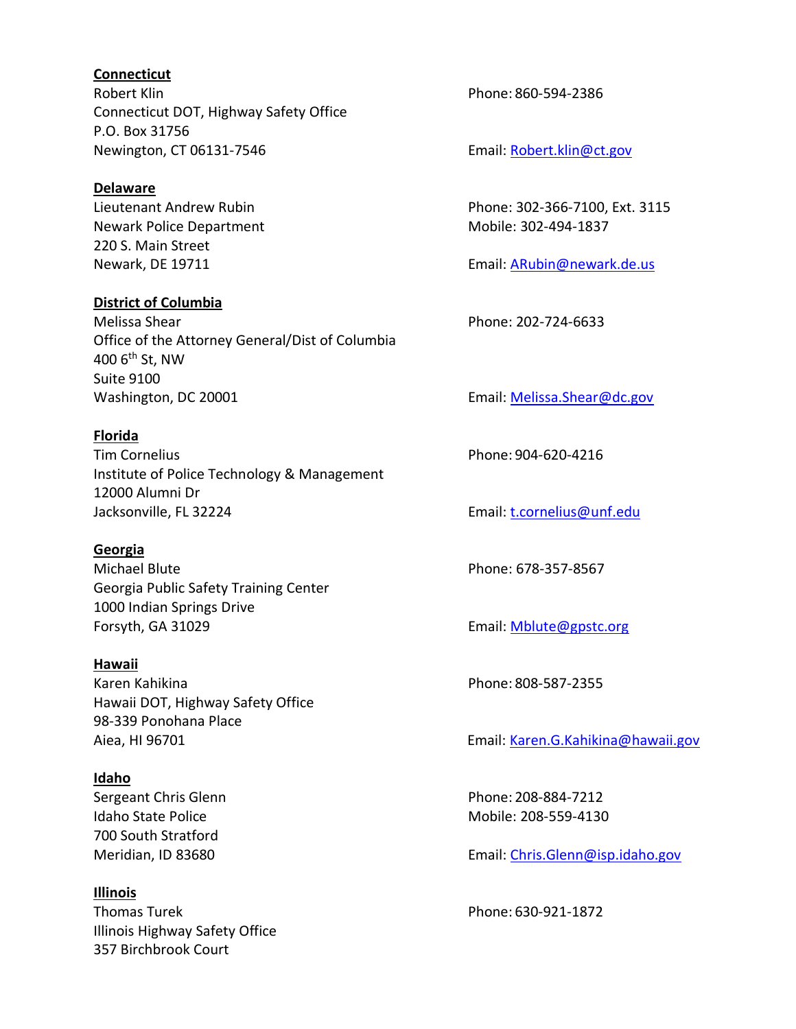**Connecticut**
Robert Klin
Connecticut DOT, Highway Safety Office
P.O. Box 31756
Newington, CT 06131-7546

Phone: 860-594-2386
Email: Robert.klin@ct.gov

**Delaware**
Lieutenant Andrew Rubin
Newark Police Department
220 S. Main Street
Newark, DE 19711

Phone: 302-366-7100, Ext. 3115
Mobile: 302-494-1837
Email: ARubin@newark.de.us

**District of Columbia**
Melissa Shear
Office of the Attorney General/Dist of Columbia
400 6th St, NW
Suite 9100
Washington, DC 20001

Phone: 202-724-6633
Email: Melissa.Shear@dc.gov

**Florida**
Tim Cornelius
Institute of Police Technology & Management
12000 Alumni Dr
Jacksonville, FL 32224

Phone: 904-620-4216
Email: t.cornelius@unf.edu

**Georgia**
Michael Blute
Georgia Public Safety Training Center
1000 Indian Springs Drive
Forsyth, GA 31029

Phone: 678-357-8567
Email: Mblute@gpstc.org

**Hawaii**
Karen Kahikina
Hawaii DOT, Highway Safety Office
98-339 Ponohana Place
Aiea, HI 96701

Phone: 808-587-2355
Email: Karen.G.Kahikina@hawaii.gov

**Idaho**
Sergeant Chris Glenn
Idaho State Police
700 South Stratford
Meridian, ID 83680

Phone: 208-884-7212
Mobile: 208-559-4130
Email: Chris.Glenn@isp.idaho.gov

**Illinois**
Thomas Turek
Illinois Highway Safety Office
357 Birchbrook Court

Phone: 630-921-1872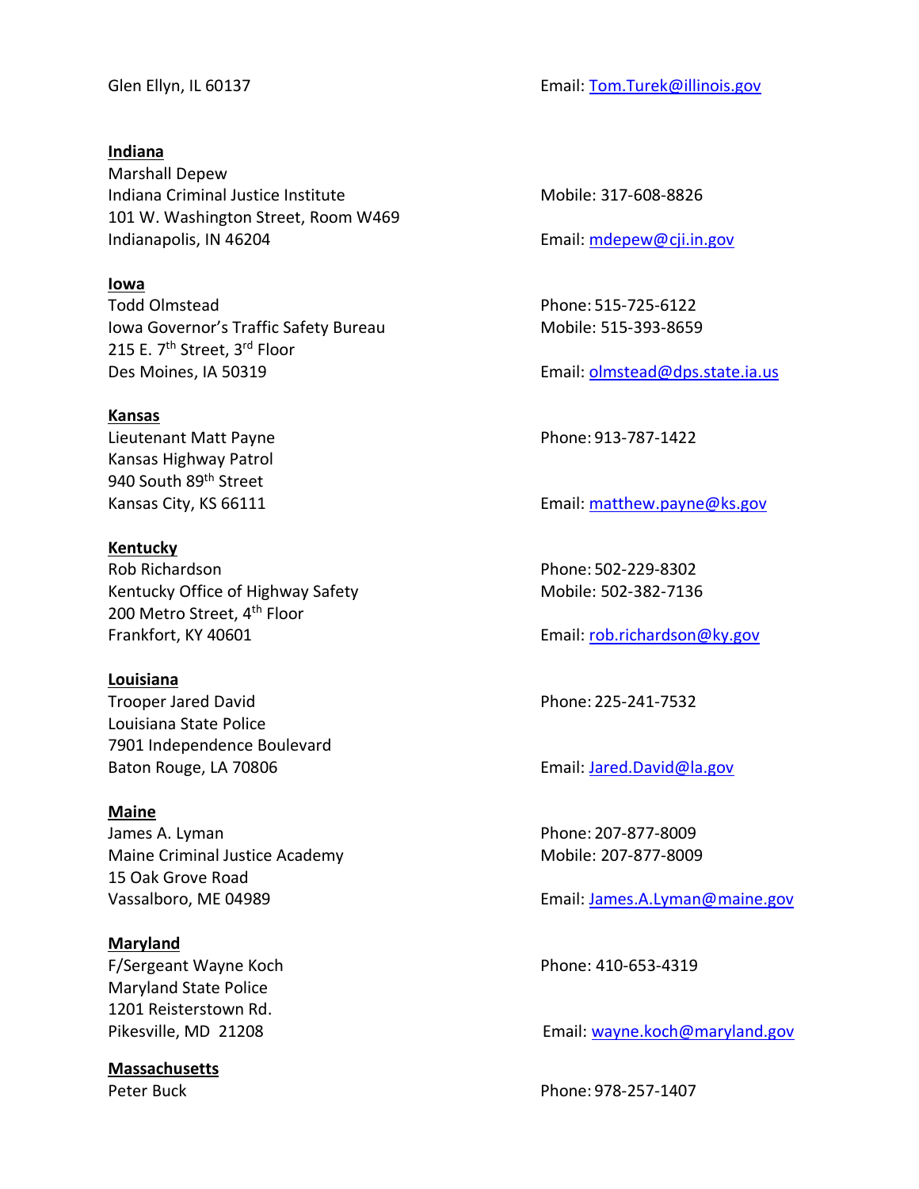Glen Ellyn, IL 60137

Email: Tom.Turek@illinois.gov

**Indiana**

Marshall Depew
Indiana Criminal Justice Institute
101 W. Washington Street, Room W469
Indianapolis, IN 46204

Mobile: 317-608-8826

Email: mdepew@cji.in.gov

**Iowa**

Todd Olmstead
Iowa Governor's Traffic Safety Bureau
215 E. 7th Street, 3rd Floor
Des Moines, IA 50319

Phone: 515-725-6122
Mobile: 515-393-8659

Email: olmstead@dps.state.ia.us

**Kansas**

Lieutenant Matt Payne
Kansas Highway Patrol
940 South 89th Street
Kansas City, KS 66111

Phone: 913-787-1422

Email: matthew.payne@ks.gov

**Kentucky**

Rob Richardson
Kentucky Office of Highway Safety
200 Metro Street, 4th Floor
Frankfort, KY 40601

Phone: 502-229-8302
Mobile: 502-382-7136

Email: rob.richardson@ky.gov

**Louisiana**

Trooper Jared David
Louisiana State Police
7901 Independence Boulevard
Baton Rouge, LA 70806

Phone: 225-241-7532

Email: Jared.David@la.gov

**Maine**

James A. Lyman
Maine Criminal Justice Academy
15 Oak Grove Road
Vassalboro, ME 04989

Phone: 207-877-8009
Mobile: 207-877-8009

Email: James.A.Lyman@maine.gov

**Maryland**

F/Sergeant Wayne Koch
Maryland State Police
1201 Reisterstown Rd.
Pikesville, MD 21208

Phone: 410-653-4319

Email: wayne.koch@maryland.gov

**Massachusetts**

Peter Buck

Phone: 978-257-1407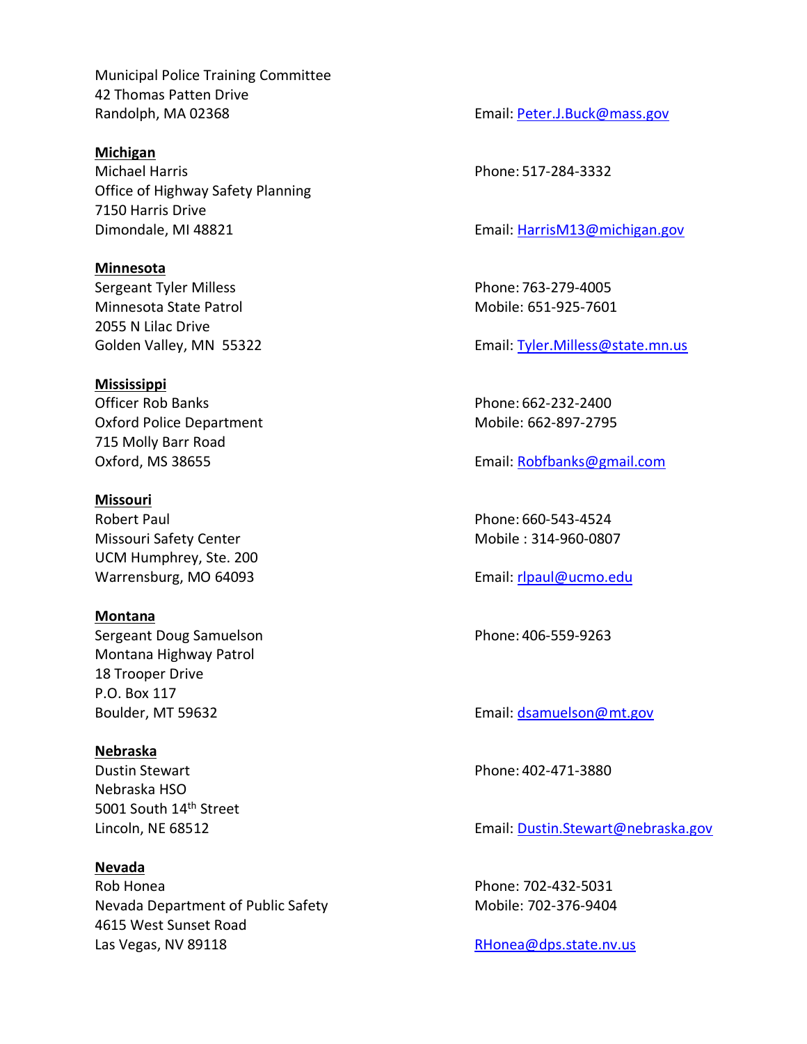Municipal Police Training Committee
42 Thomas Patten Drive
Randolph, MA 02368
Email: Peter.J.Buck@mass.gov

**Michigan**

Michael Harris
Office of Highway Safety Planning
7150 Harris Drive
Dimondale, MI 48821

Phone: 517-284-3332
Email: HarrisM13@michigan.gov

**Minnesota**

Sergeant Tyler Milless
Minnesota State Patrol
2055 N Lilac Drive
Golden Valley, MN 55322

Phone: 763-279-4005
Mobile: 651-925-7601
Email: Tyler.Milless@state.mn.us

**Mississippi**

Officer Rob Banks
Oxford Police Department
715 Molly Barr Road
Oxford, MS 38655

Phone: 662-232-2400
Mobile: 662-897-2795
Email: Robfbanks@gmail.com

**Missouri**

Robert Paul
Missouri Safety Center
UCM Humphrey, Ste. 200
Warrensburg, MO 64093

Phone: 660-543-4524
Mobile : 314-960-0807
Email: rlpaul@ucmo.edu

**Montana**

Sergeant Doug Samuelson
Montana Highway Patrol
18 Trooper Drive
P.O. Box 117
Boulder, MT 59632

Phone: 406-559-9263
Email: dsamuelson@mt.gov

**Nebraska**

Dustin Stewart
Nebraska HSO
5001 South 14th Street
Lincoln, NE 68512

Phone: 402-471-3880
Email: Dustin.Stewart@nebraska.gov

**Nevada**

Rob Honea
Nevada Department of Public Safety
4615 West Sunset Road
Las Vegas, NV 89118

Phone: 702-432-5031
Mobile: 702-376-9404
RHonea@dps.state.nv.us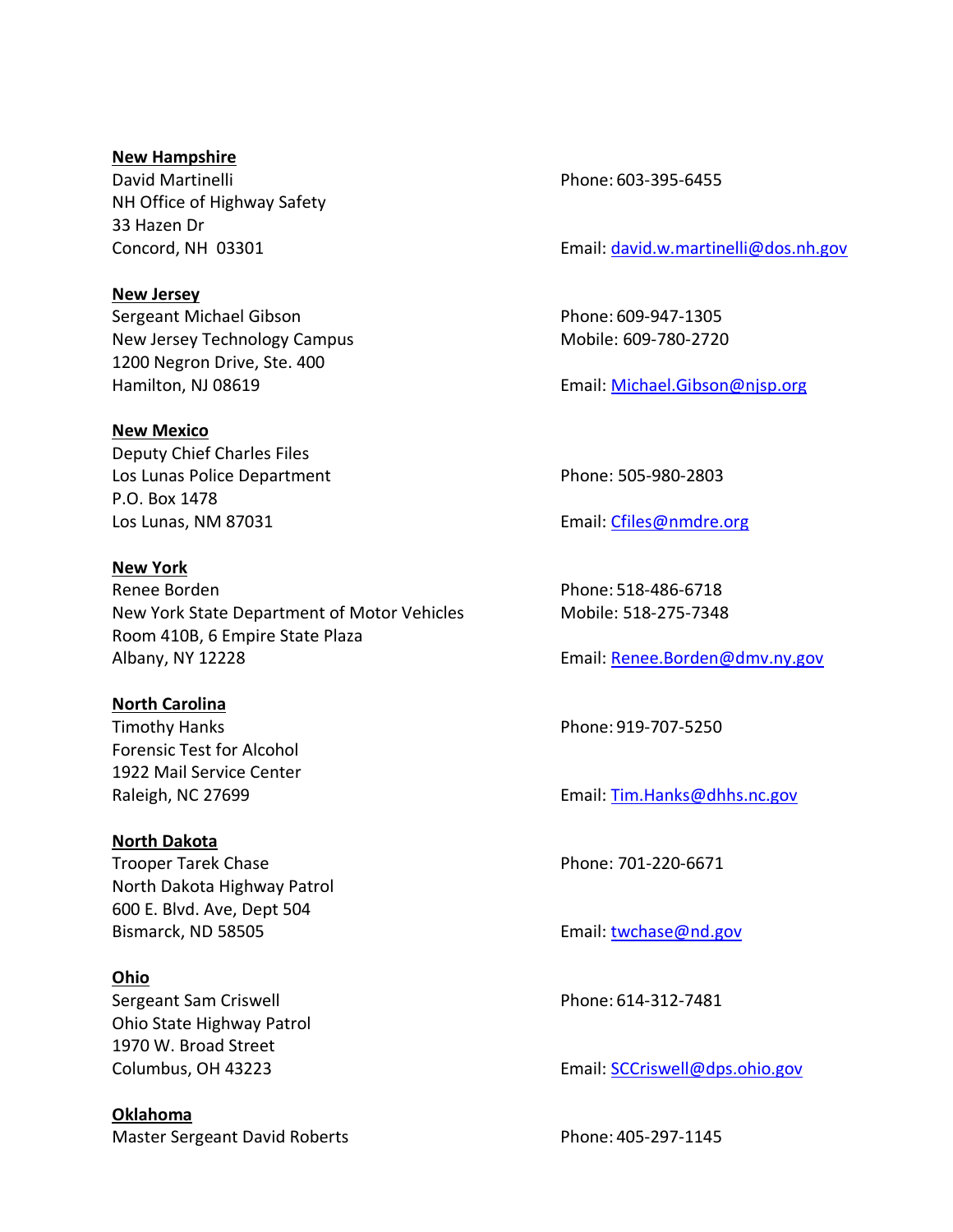**New Hampshire**

David Martinelli
NH Office of Highway Safety
33 Hazen Dr
Concord, NH 03301

Phone: 603-395-6455

Email: david.w.martinelli@dos.nh.gov

**New Jersey**

Sergeant Michael Gibson
New Jersey Technology Campus
1200 Negron Drive, Ste. 400
Hamilton, NJ 08619

Phone: 609-947-1305
Mobile: 609-780-2720

Email: Michael.Gibson@njsp.org

**New Mexico**

Deputy Chief Charles Files
Los Lunas Police Department
P.O. Box 1478
Los Lunas, NM 87031

Phone: 505-980-2803

Email: Cfiles@nmdre.org

**New York**

Renee Borden
New York State Department of Motor Vehicles
Room 410B, 6 Empire State Plaza
Albany, NY 12228

Phone: 518-486-6718
Mobile: 518-275-7348

Email: Renee.Borden@dmv.ny.gov

**North Carolina**

Timothy Hanks
Forensic Test for Alcohol
1922 Mail Service Center
Raleigh, NC 27699

Phone: 919-707-5250

Email: Tim.Hanks@dhhs.nc.gov

**North Dakota**

Trooper Tarek Chase
North Dakota Highway Patrol
600 E. Blvd. Ave, Dept 504
Bismarck, ND 58505

Phone: 701-220-6671

Email: twchase@nd.gov

**Ohio**

Sergeant Sam Criswell
Ohio State Highway Patrol
1970 W. Broad Street
Columbus, OH 43223

Phone: 614-312-7481

Email: SCCriswell@dps.ohio.gov

**Oklahoma**

Master Sergeant David Roberts

Phone: 405-297-1145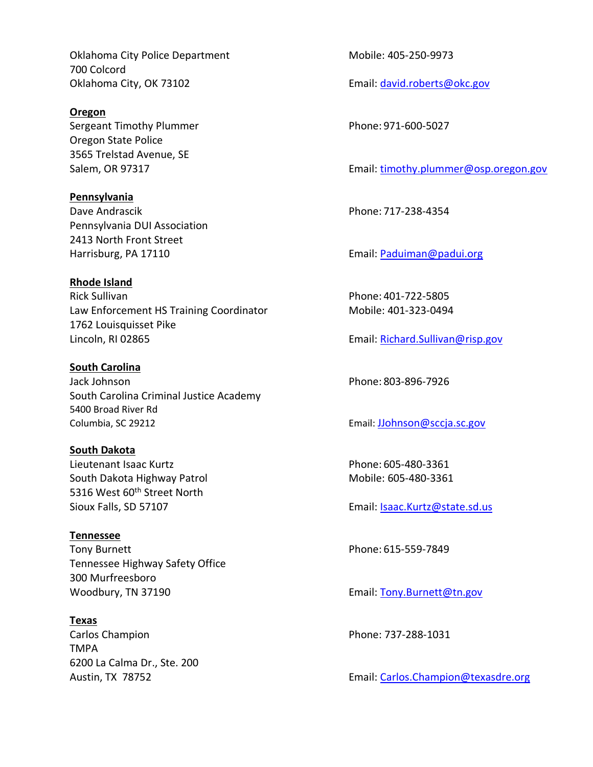Oklahoma City Police Department
700 Colcord
Oklahoma City, OK 73102

Mobile: 405-250-9973

Email: david.roberts@okc.gov

**Oregon**

Sergeant Timothy Plummer
Oregon State Police
3565 Trelstad Avenue, SE
Salem, OR 97317

Phone: 971-600-5027

Email: timothy.plummer@osp.oregon.gov

**Pennsylvania**

Dave Andrascik
Pennsylvania DUI Association
2413 North Front Street
Harrisburg, PA 17110

Phone: 717-238-4354

Email: Paduiman@padui.org

**Rhode Island**

Rick Sullivan
Law Enforcement HS Training Coordinator
1762 Louisquisset Pike
Lincoln, RI 02865

Phone: 401-722-5805
Mobile: 401-323-0494

Email: Richard.Sullivan@risp.gov

**South Carolina**

Jack Johnson
South Carolina Criminal Justice Academy
5400 Broad River Rd
Columbia, SC 29212

Phone: 803-896-7926

Email: JJohnson@sccja.sc.gov

**South Dakota**

Lieutenant Isaac Kurtz
South Dakota Highway Patrol
5316 West 60th Street North
Sioux Falls, SD 57107

Phone: 605-480-3361
Mobile: 605-480-3361

Email: Isaac.Kurtz@state.sd.us

**Tennessee**

Tony Burnett
Tennessee Highway Safety Office
300 Murfreesboro
Woodbury, TN 37190

Phone: 615-559-7849

Email: Tony.Burnett@tn.gov

**Texas**

Carlos Champion
TMPA
6200 La Calma Dr., Ste. 200
Austin, TX 78752

Phone: 737-288-1031

Email: Carlos.Champion@texasdre.org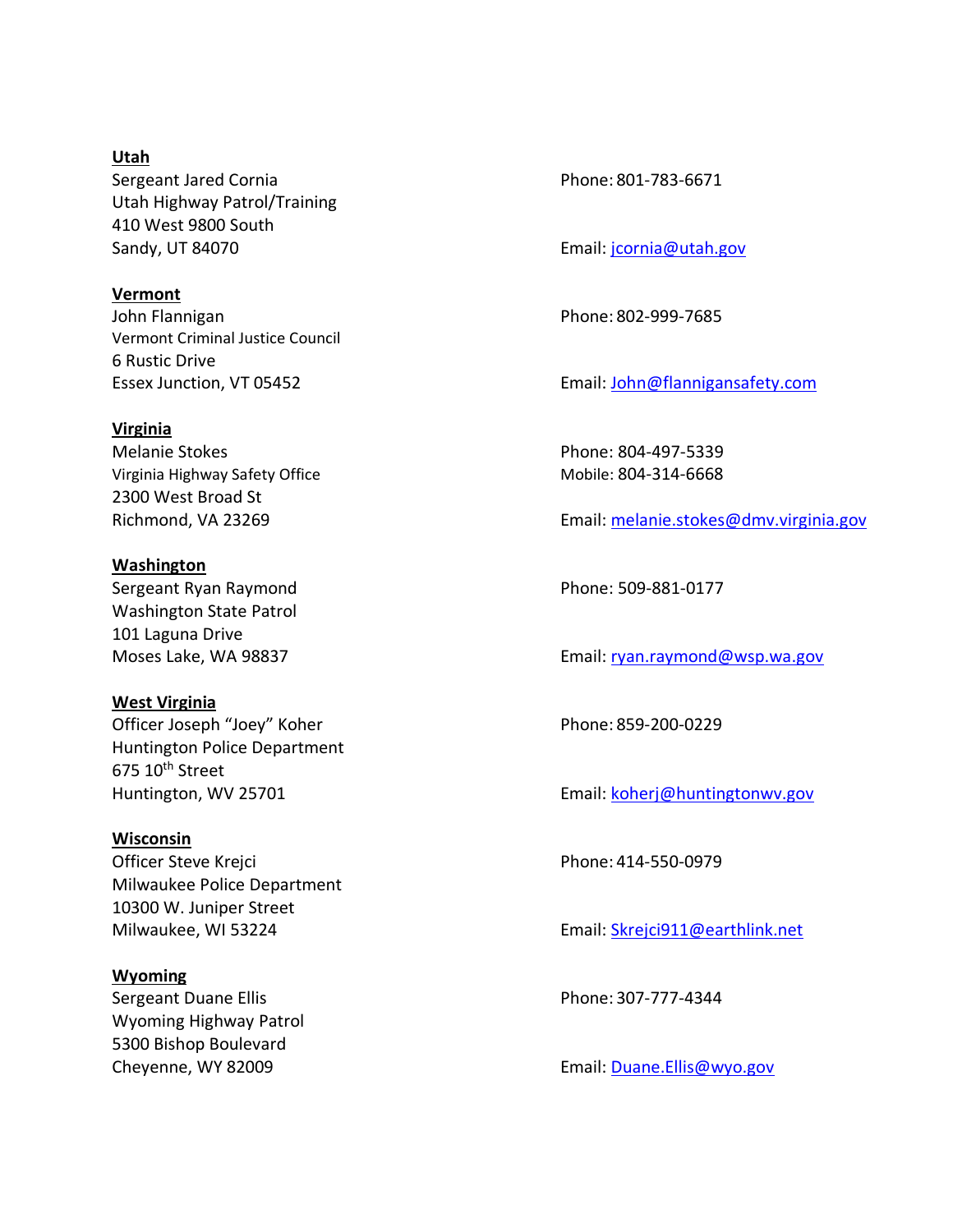**Utah**
Sergeant Jared Cornia
Utah Highway Patrol/Training
410 West 9800 South
Sandy, UT 84070

Phone: 801-783-6671
Email: jcornia@utah.gov

**Vermont**
John Flannigan
Vermont Criminal Justice Council
6 Rustic Drive
Essex Junction, VT 05452

Phone: 802-999-7685
Email: John@flannigansafety.com

**Virginia**
Melanie Stokes
Virginia Highway Safety Office
2300 West Broad St
Richmond, VA 23269

Phone: 804-497-5339
Mobile: 804-314-6668
Email: melanie.stokes@dmv.virginia.gov

**Washington**
Sergeant Ryan Raymond
Washington State Patrol
101 Laguna Drive
Moses Lake, WA 98837

Phone: 509-881-0177
Email: ryan.raymond@wsp.wa.gov

**West Virginia**
Officer Joseph "Joey" Koher
Huntington Police Department
675 10th Street
Huntington, WV 25701

Phone: 859-200-0229
Email: koherj@huntingtonwv.gov

**Wisconsin**
Officer Steve Krejci
Milwaukee Police Department
10300 W. Juniper Street
Milwaukee, WI 53224

Phone: 414-550-0979
Email: Skrejci911@earthlink.net

**Wyoming**
Sergeant Duane Ellis
Wyoming Highway Patrol
5300 Bishop Boulevard
Cheyenne, WY 82009

Phone: 307-777-4344
Email: Duane.Ellis@wyo.gov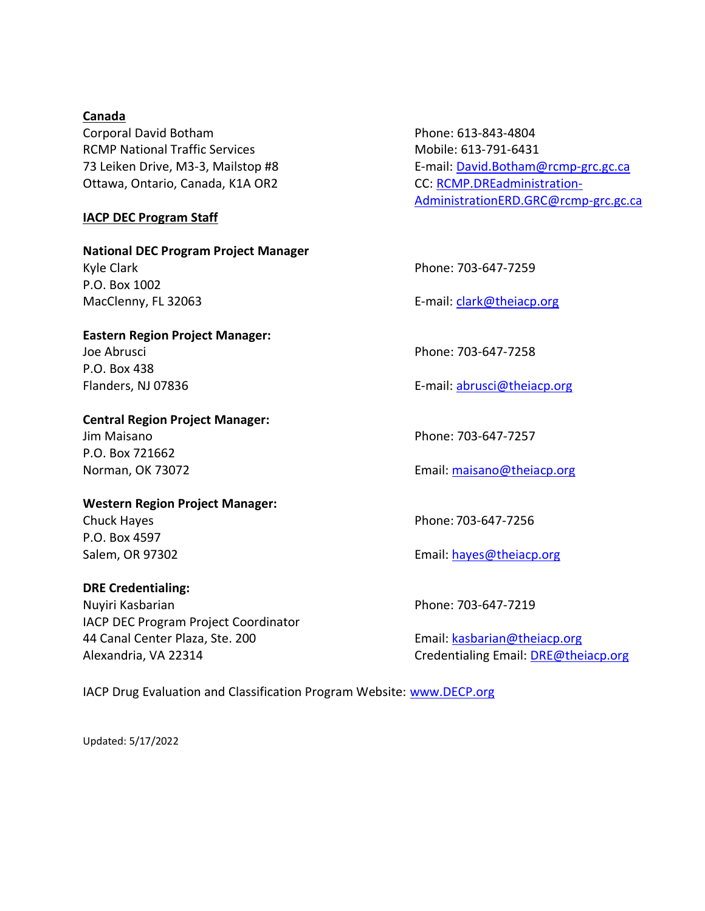**Canada**

Corporal David Botham
RCMP National Traffic Services
73 Leiken Drive, M3-3, Mailstop #8
Ottawa, Ontario, Canada, K1A OR2

Phone: 613-843-4804
Mobile: 613-791-6431
E-mail: David.Botham@rcmp-grc.gc.ca
CC: RCMP.DREadministration-AdministrationERD.GRC@rcmp-grc.gc.ca

**IACP DEC Program Staff**

**National DEC Program Project Manager**
Kyle Clark
P.O. Box 1002
MacClenny, FL 32063

Phone: 703-647-7259
E-mail: clark@theiacp.org

**Eastern Region Project Manager:**
Joe Abrusci
P.O. Box 438
Flanders, NJ 07836

Phone: 703-647-7258
E-mail: abrusci@theiacp.org

**Central Region Project Manager:**
Jim Maisano
P.O. Box 721662
Norman, OK 73072

Phone: 703-647-7257
Email: maisano@theiacp.org

**Western Region Project Manager:**
Chuck Hayes
P.O. Box 4597
Salem, OR 97302

Phone: 703-647-7256
Email: hayes@theiacp.org

**DRE Credentialing:**
Nuyiri Kasbarian
IACP DEC Program Project Coordinator
44 Canal Center Plaza, Ste. 200
Alexandria, VA 22314

Phone: 703-647-7219
Email: kasbarian@theiacp.org
Credentialing Email: DRE@theiacp.org

IACP Drug Evaluation and Classification Program Website: www.DECP.org

Updated: 5/17/2022